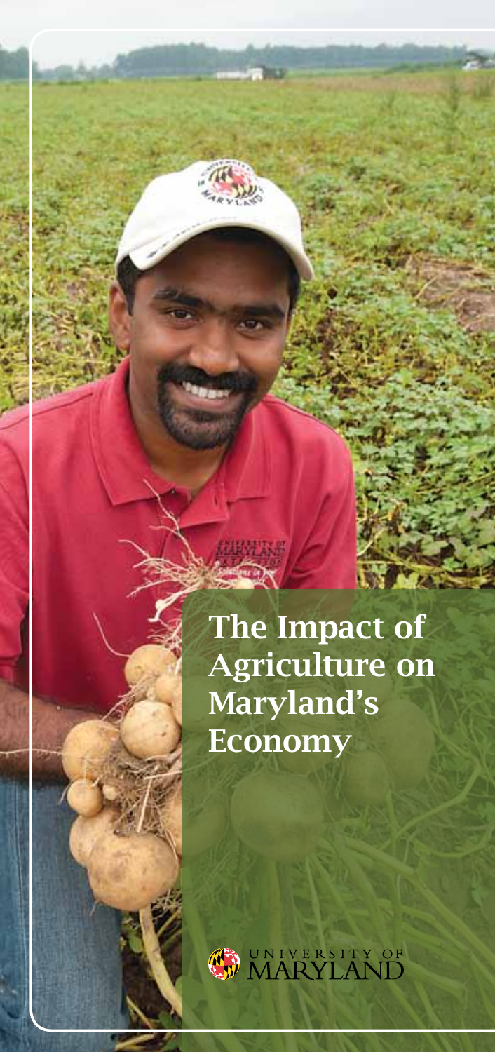# The Impact of Agriculture on Maryland's Economy

UNIVERSITY OF MARYLAND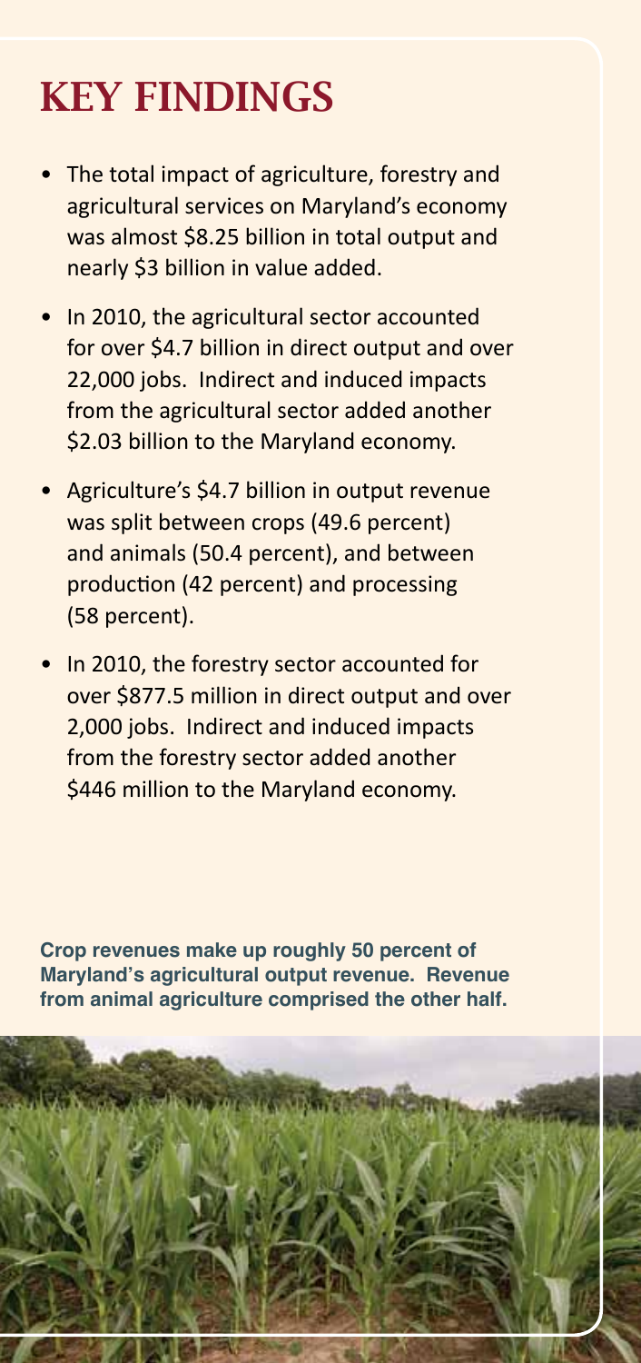# KEY FINDINGS

- The total impact of agriculture, forestry and agricultural services on Maryland's economy was almost $8.25 billion in total output and nearly $3 billion in value added.
- In 2010, the agricultural sector accounted for over $4.7 billion in direct output and over 22,000 jobs. Indirect and induced impacts from the agricultural sector added another $2.03 billion to the Maryland economy.
- Agriculture's $4.7 billion in output revenue was split between crops (49.6 percent) and animals (50.4 percent), and between production (42 percent) and processing (58 percent).
- In 2010, the forestry sector accounted for over $877.5 million in direct output and over 2,000 jobs. Indirect and induced impacts from the forestry sector added another $446 million to the Maryland economy.

**Crop revenues make up roughly 50 percent of Maryland's agricultural output revenue. Revenue from animal agriculture comprised the other half.**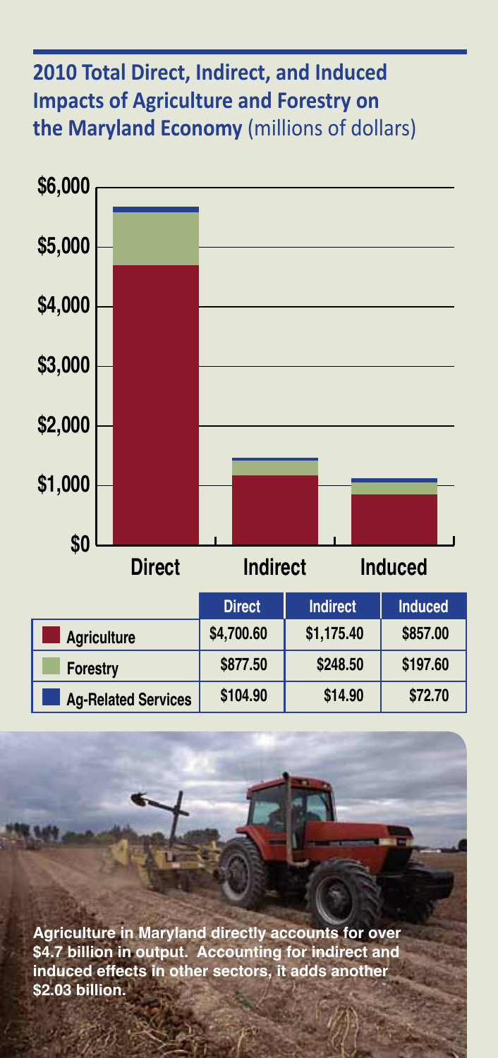## 2010 Total Direct, Indirect, and Induced Impacts of Agriculture and Forestry on the Maryland Economy (millions of dollars)

| | Direct | Indirect | Induced |
|---|---|---|---|
| Agriculture | $4,700.60 | $1,175.40 | $857.00 |
| Forestry | $877.50 | $248.50 | $197.60 |
| Ag-Related Services | $104.90 | $14.90 | $72.70 |

**Agriculture in Maryland directly accounts for over $4.7 billion in output. Accounting for indirect and induced effects in other sectors, it adds another $2.03 billion.**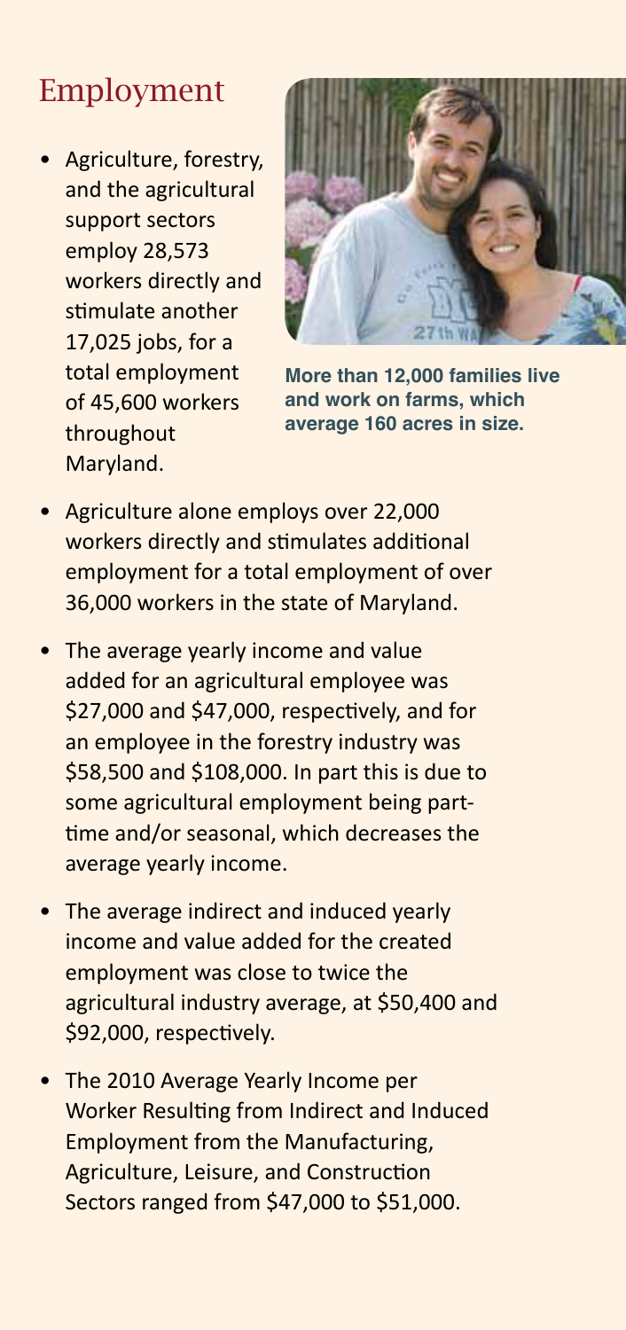## Employment

- Agriculture, forestry, and the agricultural support sectors employ 28,573 workers directly and stimulate another 17,025 jobs, for a total employment of 45,600 workers throughout Maryland.

More than 12,000 families live and work on farms, which average 160 acres in size.

- Agriculture alone employs over 22,000 workers directly and stimulates additional employment for a total employment of over 36,000 workers in the state of Maryland.
- The average yearly income and value added for an agricultural employee was $27,000 and $47,000, respectively, and for an employee in the forestry industry was $58,500 and $108,000. In part this is due to some agricultural employment being part-time and/or seasonal, which decreases the average yearly income.
- The average indirect and induced yearly income and value added for the created employment was close to twice the agricultural industry average, at $50,400 and $92,000, respectively.
- The 2010 Average Yearly Income per Worker Resulting from Indirect and Induced Employment from the Manufacturing, Agriculture, Leisure, and Construction Sectors ranged from $47,000 to $51,000.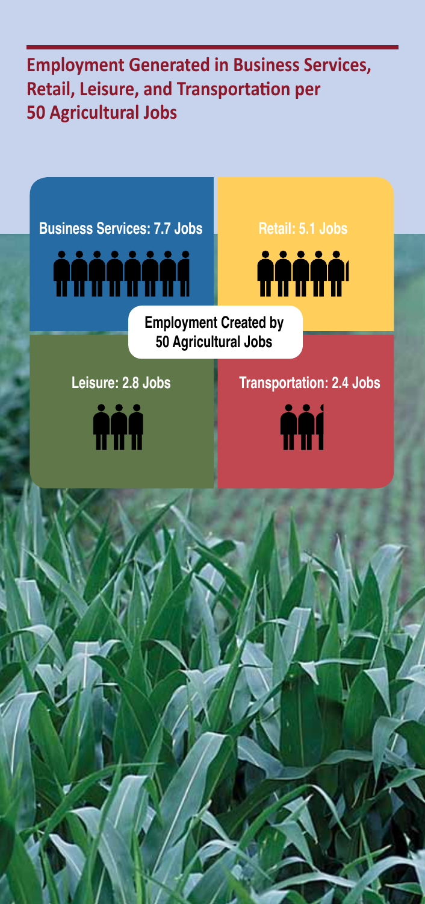## Employment Generated in Business Services, Retail, Leisure, and Transportation per 50 Agricultural Jobs

**Employment Created by 50 Agricultural Jobs**

Business Services: 7.7 Jobs

Retail: 5.1 Jobs

Leisure: 2.8 Jobs

Transportation: 2.4 Jobs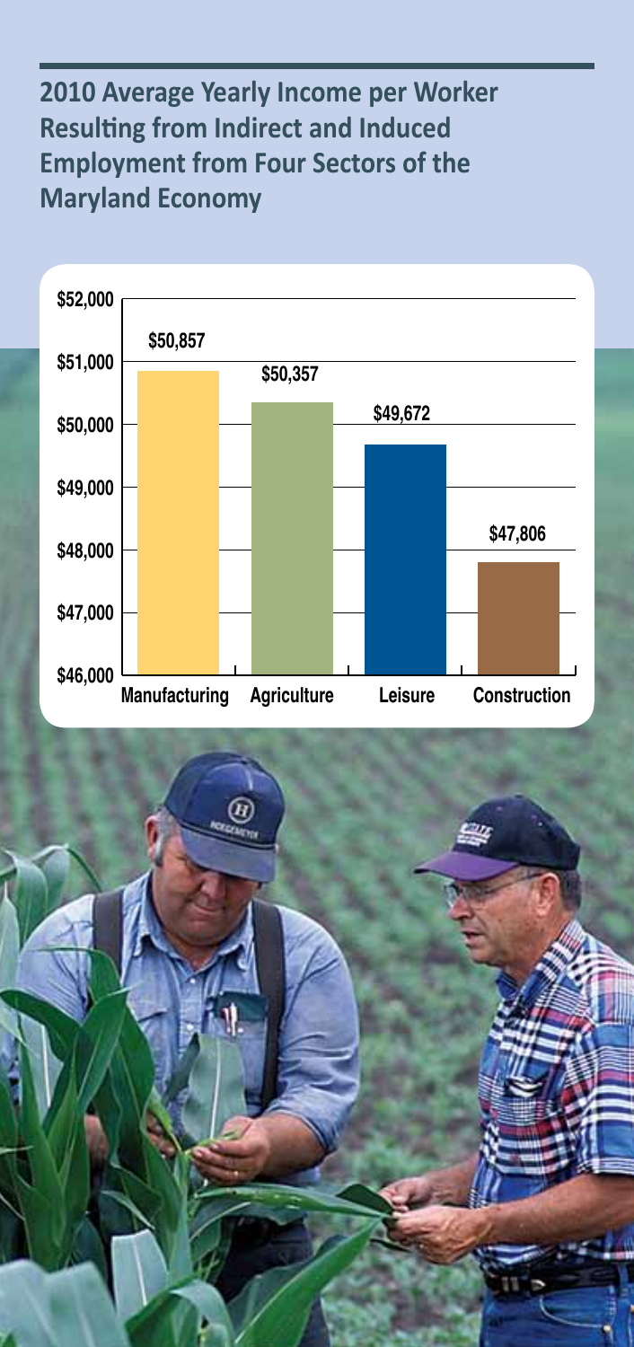## 2010 Average Yearly Income per Worker Resulting from Indirect and Induced Employment from Four Sectors of the Maryland Economy

| Sector | Average Yearly Income per Worker |
| --- | --- |
| Manufacturing | $50,857 |
| Agriculture | $50,357 |
| Leisure | $49,672 |
| Construction | $47,806 |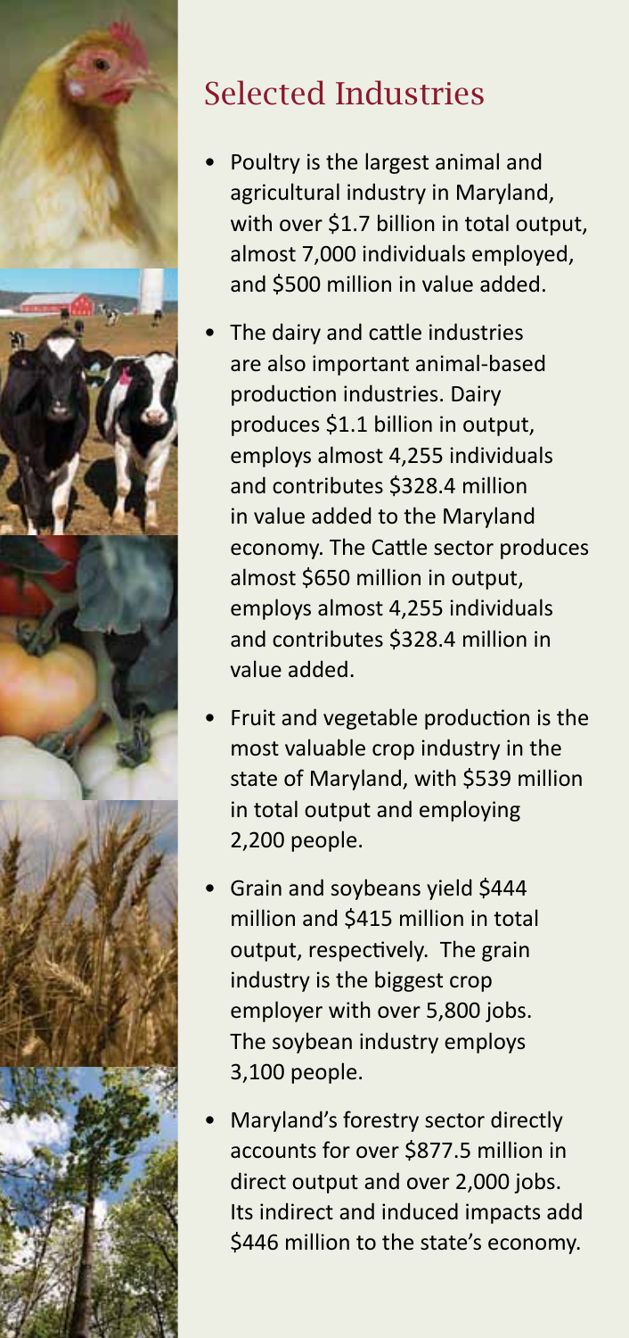## Selected Industries

- Poultry is the largest animal and agricultural industry in Maryland, with over $1.7 billion in total output, almost 7,000 individuals employed, and $500 million in value added.
- The dairy and cattle industries are also important animal-based production industries. Dairy produces $1.1 billion in output, employs almost 4,255 individuals and contributes $328.4 million in value added to the Maryland economy. The Cattle sector produces almost $650 million in output, employs almost 4,255 individuals and contributes $328.4 million in value added.
- Fruit and vegetable production is the most valuable crop industry in the state of Maryland, with $539 million in total output and employing 2,200 people.
- Grain and soybeans yield $444 million and $415 million in total output, respectively. The grain industry is the biggest crop employer with over 5,800 jobs. The soybean industry employs 3,100 people.
- Maryland's forestry sector directly accounts for over $877.5 million in direct output and over 2,000 jobs. Its indirect and induced impacts add $446 million to the state's economy.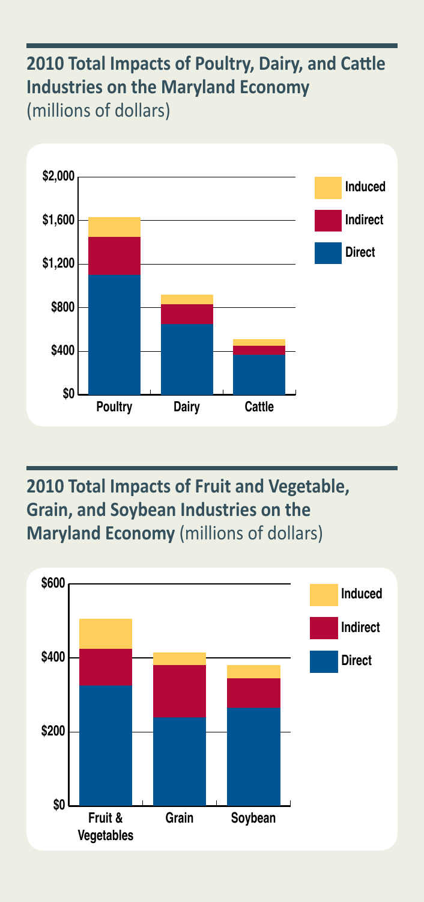## 2010 Total Impacts of Poultry, Dairy, and Cattle Industries on the Maryland Economy (millions of dollars)

$2,000
$1,600
$1,200
$800
$400
$0

Poultry Dairy Cattle

Induced
Indirect
Direct

## 2010 Total Impacts of Fruit and Vegetable, Grain, and Soybean Industries on the Maryland Economy (millions of dollars)

$600
$400
$200
$0

Fruit & Vegetables Grain Soybean

Induced
Indirect
Direct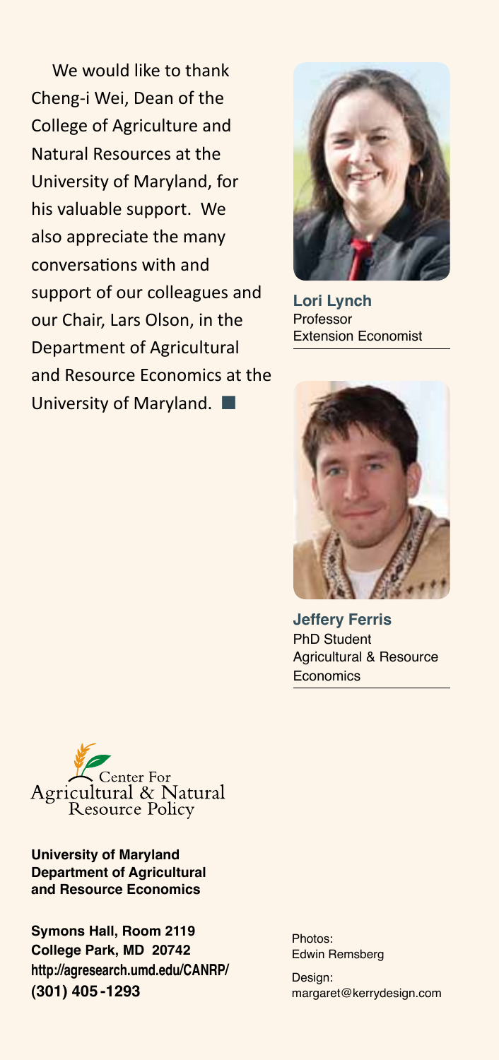We would like to thank Cheng-i Wei, Dean of the College of Agriculture and Natural Resources at the University of Maryland, for his valuable support. We also appreciate the many conversations with and support of our colleagues and our Chair, Lars Olson, in the Department of Agricultural and Resource Economics at the University of Maryland. ■

**Lori Lynch**
Professor
Extension Economist

**Jeffery Ferris**
PhD Student
Agricultural & Resource Economics

Center For Agricultural & Natural Resource Policy

**University of Maryland**
**Department of Agricultural and Resource Economics**

**Symons Hall, Room 2119**
**College Park, MD 20742**
**http://agresearch.umd.edu/CANRP/**
**(301) 405-1293**

Photos:
Edwin Remsberg

Design:
margaret@kerrydesign.com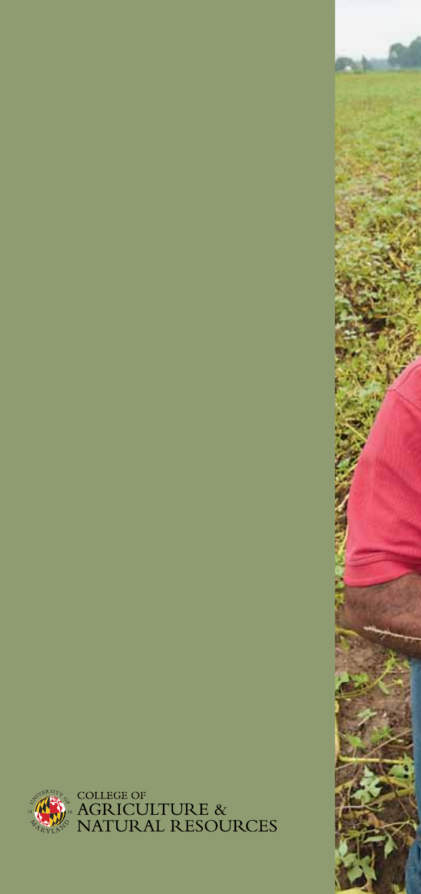COLLEGE OF
AGRICULTURE &
NATURAL RESOURCES